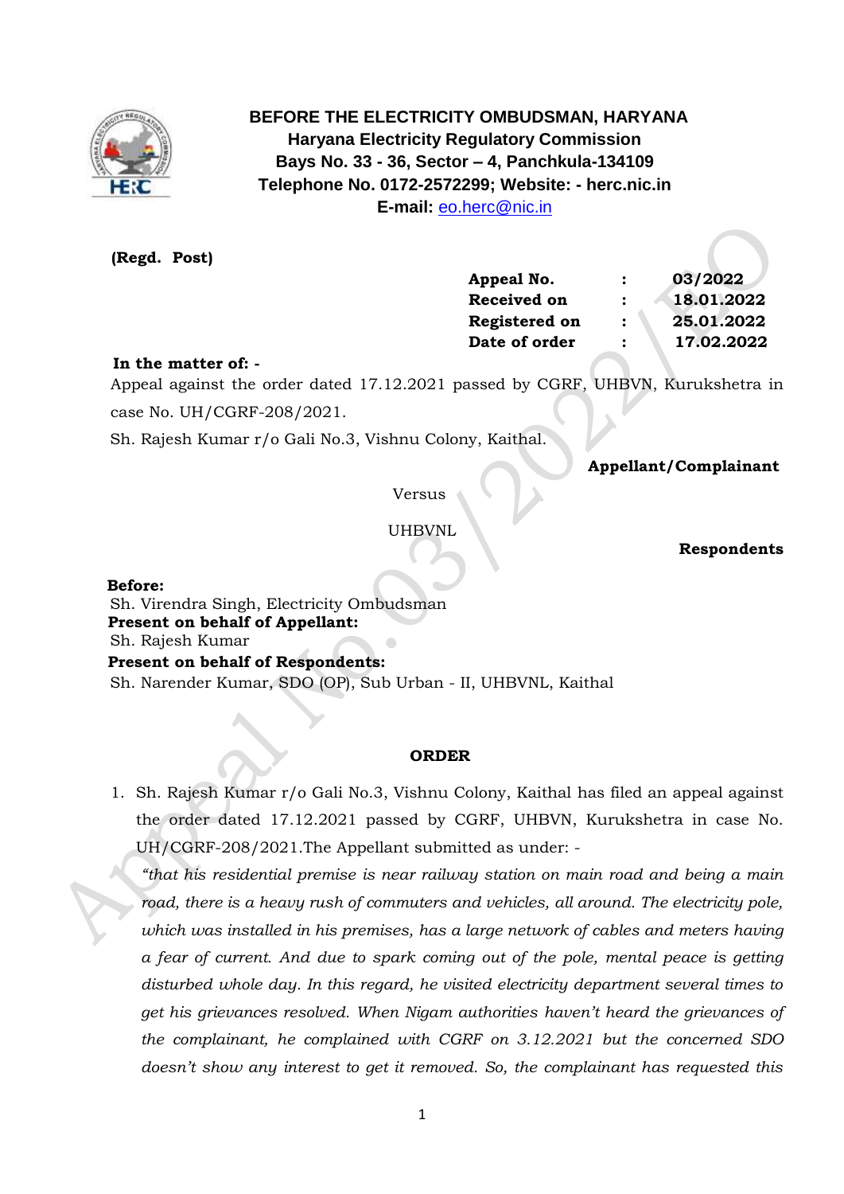**BEFORE THE ELECTRICITY OMBUDSMAN, HARYANA**
**Haryana Electricity Regulatory Commission**
**Bays No. 33 - 36, Sector – 4, Panchkula-134109**
**Telephone No. 0172-2572299; Website: - herc.nic.in**
**E-mail:** eo.herc@nic.in

**(Regd. Post)**

| | | |
|---|---|---|
| **Appeal No.** | : | **03/2022** |
| **Received on** | : | **18.01.2022** |
| **Registered on** | : | **25.01.2022** |
| **Date of order** | : | **17.02.2022** |

**In the matter of: -**

Appeal against the order dated 17.12.2021 passed by CGRF, UHBVN, Kurukshetra in case No. UH/CGRF-208/2021.

Sh. Rajesh Kumar r/o Gali No.3, Vishnu Colony, Kaithal.

**Appellant/Complainant**

Versus

UHBVNL

**Respondents**

**Before:**
Sh. Virendra Singh, Electricity Ombudsman
**Present on behalf of Appellant:**
Sh. Rajesh Kumar
**Present on behalf of Respondents:**
Sh. Narender Kumar, SDO (OP), Sub Urban - II, UHBVNL, Kaithal

**ORDER**

1. Sh. Rajesh Kumar r/o Gali No.3, Vishnu Colony, Kaithal has filed an appeal against the order dated 17.12.2021 passed by CGRF, UHBVN, Kurukshetra in case No. UH/CGRF-208/2021.The Appellant submitted as under: -

   *"that his residential premise is near railway station on main road and being a main road, there is a heavy rush of commuters and vehicles, all around. The electricity pole, which was installed in his premises, has a large network of cables and meters having a fear of current. And due to spark coming out of the pole, mental peace is getting disturbed whole day. In this regard, he visited electricity department several times to get his grievances resolved. When Nigam authorities haven't heard the grievances of the complainant, he complained with CGRF on 3.12.2021 but the concerned SDO doesn't show any interest to get it removed. So, the complainant has requested this*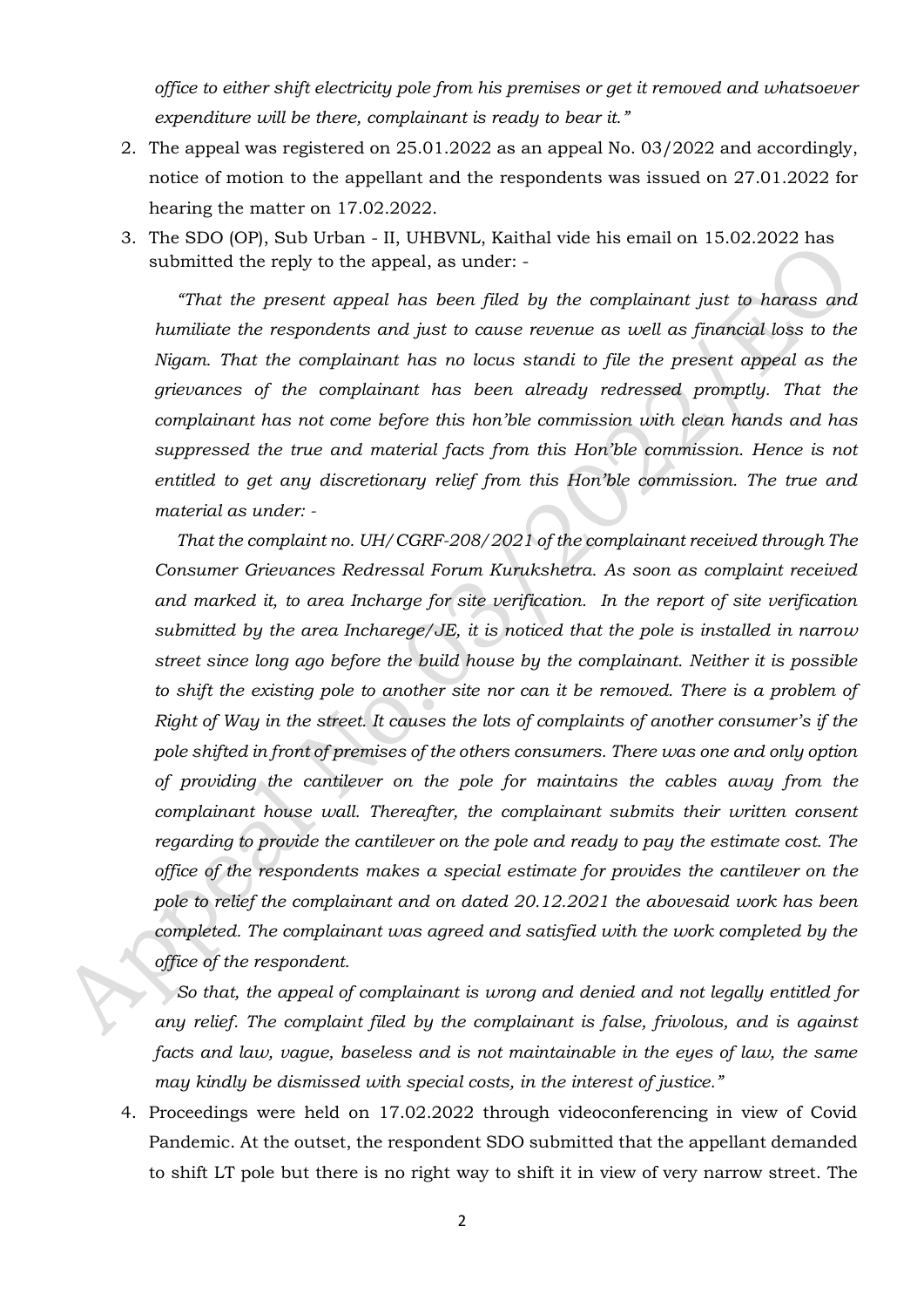*office to either shift electricity pole from his premises or get it removed and whatsoever expenditure will be there, complainant is ready to bear it."*

2. The appeal was registered on 25.01.2022 as an appeal No. 03/2022 and accordingly, notice of motion to the appellant and the respondents was issued on 27.01.2022 for hearing the matter on 17.02.2022.

3. The SDO (OP), Sub Urban - II, UHBVNL, Kaithal vide his email on 15.02.2022 has submitted the reply to the appeal, as under: -

   *"That the present appeal has been filed by the complainant just to harass and humiliate the respondents and just to cause revenue as well as financial loss to the Nigam. That the complainant has no locus standi to file the present appeal as the grievances of the complainant has been already redressed promptly. That the complainant has not come before this hon'ble commission with clean hands and has suppressed the true and material facts from this Hon'ble commission. Hence is not entitled to get any discretionary relief from this Hon'ble commission. The true and material as under: -*

   *That the complaint no. UH/CGRF-208/2021 of the complainant received through The Consumer Grievances Redressal Forum Kurukshetra. As soon as complaint received and marked it, to area Incharge for site verification. In the report of site verification submitted by the area Incharege/JE, it is noticed that the pole is installed in narrow street since long ago before the build house by the complainant. Neither it is possible to shift the existing pole to another site nor can it be removed. There is a problem of Right of Way in the street. It causes the lots of complaints of another consumer's if the pole shifted in front of premises of the others consumers. There was one and only option of providing the cantilever on the pole for maintains the cables away from the complainant house wall. Thereafter, the complainant submits their written consent regarding to provide the cantilever on the pole and ready to pay the estimate cost. The office of the respondents makes a special estimate for provides the cantilever on the pole to relief the complainant and on dated 20.12.2021 the abovesaid work has been completed. The complainant was agreed and satisfied with the work completed by the office of the respondent.*

   *So that, the appeal of complainant is wrong and denied and not legally entitled for any relief. The complaint filed by the complainant is false, frivolous, and is against facts and law, vague, baseless and is not maintainable in the eyes of law, the same may kindly be dismissed with special costs, in the interest of justice."*

4. Proceedings were held on 17.02.2022 through videoconferencing in view of Covid Pandemic. At the outset, the respondent SDO submitted that the appellant demanded to shift LT pole but there is no right way to shift it in view of very narrow street. The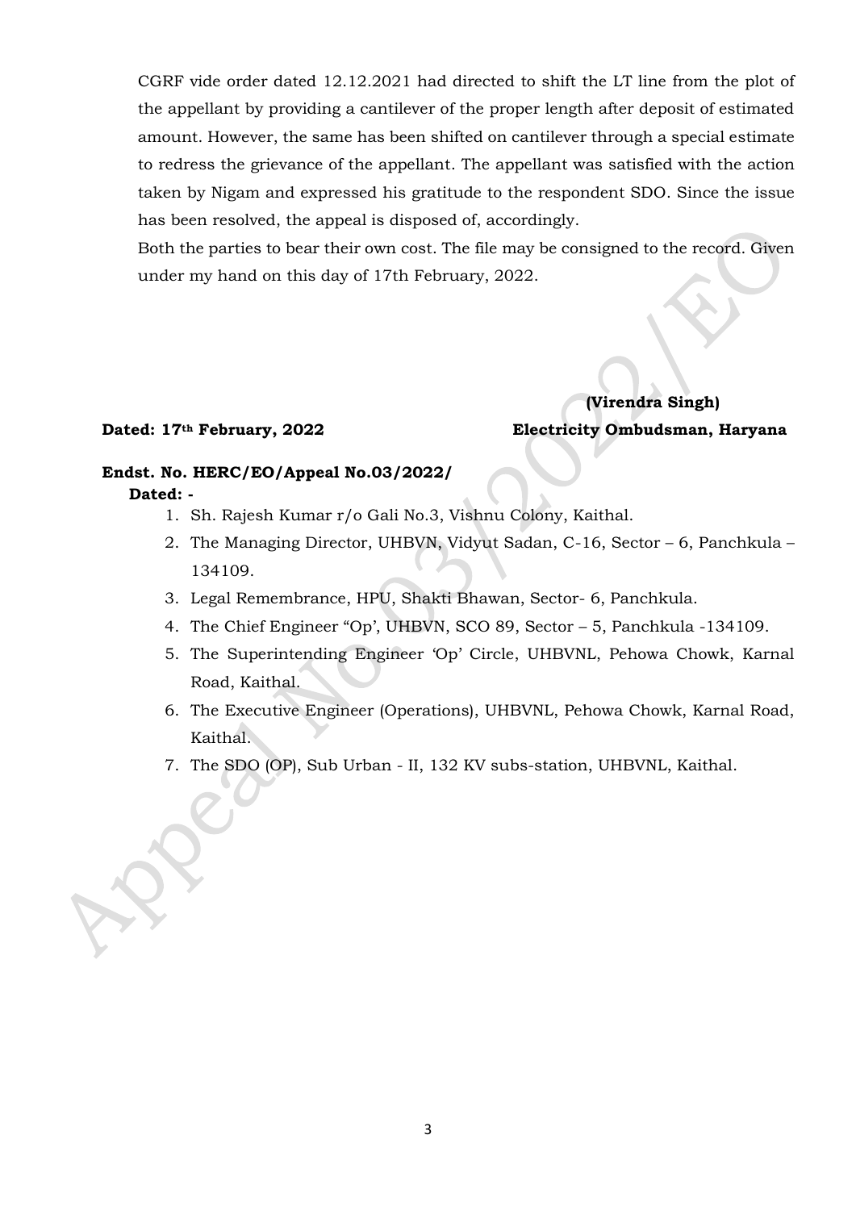CGRF vide order dated 12.12.2021 had directed to shift the LT line from the plot of the appellant by providing a cantilever of the proper length after deposit of estimated amount. However, the same has been shifted on cantilever through a special estimate to redress the grievance of the appellant. The appellant was satisfied with the action taken by Nigam and expressed his gratitude to the respondent SDO. Since the issue has been resolved, the appeal is disposed of, accordingly.

Both the parties to bear their own cost. The file may be consigned to the record. Given under my hand on this day of 17th February, 2022.

**(Virendra Singh)**

**Dated: 17th February, 2022** **Electricity Ombudsman, Haryana**

**Endst. No. HERC/EO/Appeal No.03/2022/**

**Dated: -**

1. Sh. Rajesh Kumar r/o Gali No.3, Vishnu Colony, Kaithal.
2. The Managing Director, UHBVN, Vidyut Sadan, C-16, Sector – 6, Panchkula – 134109.
3. Legal Remembrance, HPU, Shakti Bhawan, Sector- 6, Panchkula.
4. The Chief Engineer "Op', UHBVN, SCO 89, Sector – 5, Panchkula -134109.
5. The Superintending Engineer 'Op' Circle, UHBVNL, Pehowa Chowk, Karnal Road, Kaithal.
6. The Executive Engineer (Operations), UHBVNL, Pehowa Chowk, Karnal Road, Kaithal.
7. The SDO (OP), Sub Urban - II, 132 KV subs-station, UHBVNL, Kaithal.